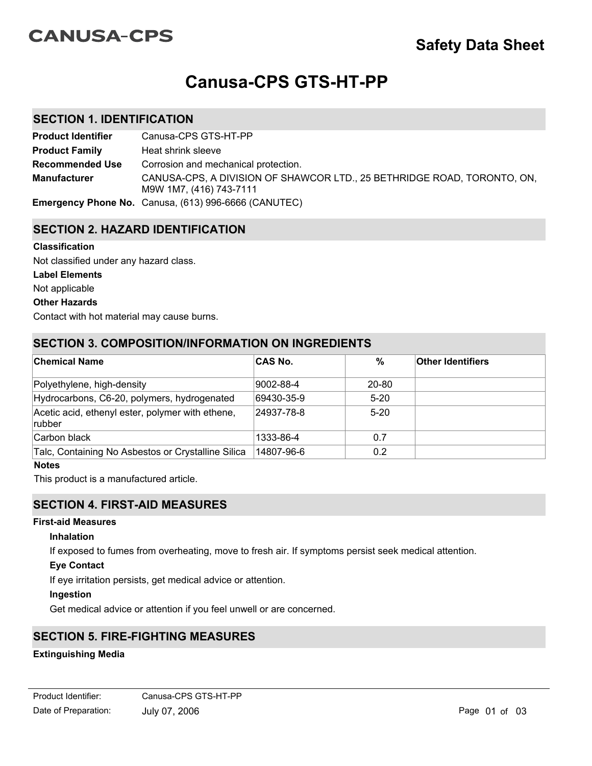CANUSA-CPS

# Safety Data Sheet

# Canusa-CPS GTS-HT-PP

## SECTION 1. IDENTIFICATION

| | |
|---|---|
| **Product Identifier** | Canusa-CPS GTS-HT-PP |
| **Product Family** | Heat shrink sleeve |
| **Recommended Use** | Corrosion and mechanical protection. |
| **Manufacturer** | CANUSA-CPS, A DIVISION OF SHAWCOR LTD., 25 BETHRIDGE ROAD, TORONTO, ON, M9W 1M7, (416) 743-7111 |
| **Emergency Phone No.** | Canusa, (613) 996-6666 (CANUTEC) |

## SECTION 2. HAZARD IDENTIFICATION

**Classification**

Not classified under any hazard class.

**Label Elements**

Not applicable

**Other Hazards**

Contact with hot material may cause burns.

## SECTION 3. COMPOSITION/INFORMATION ON INGREDIENTS

| Chemical Name | CAS No. | % | Other Identifiers |
|---|---|---|---|
| Polyethylene, high-density | 9002-88-4 | 20-80 | |
| Hydrocarbons, C6-20, polymers, hydrogenated | 69430-35-9 | 5-20 | |
| Acetic acid, ethenyl ester, polymer with ethene, rubber | 24937-78-8 | 5-20 | |
| Carbon black | 1333-86-4 | 0.7 | |
| Talc, Containing No Asbestos or Crystalline Silica | 14807-96-6 | 0.2 | |

**Notes**

This product is a manufactured article.

## SECTION 4. FIRST-AID MEASURES

**First-aid Measures**

**Inhalation**

If exposed to fumes from overheating, move to fresh air. If symptoms persist seek medical attention.

**Eye Contact**

If eye irritation persists, get medical advice or attention.

**Ingestion**

Get medical advice or attention if you feel unwell or are concerned.

## SECTION 5. FIRE-FIGHTING MEASURES

**Extinguishing Media**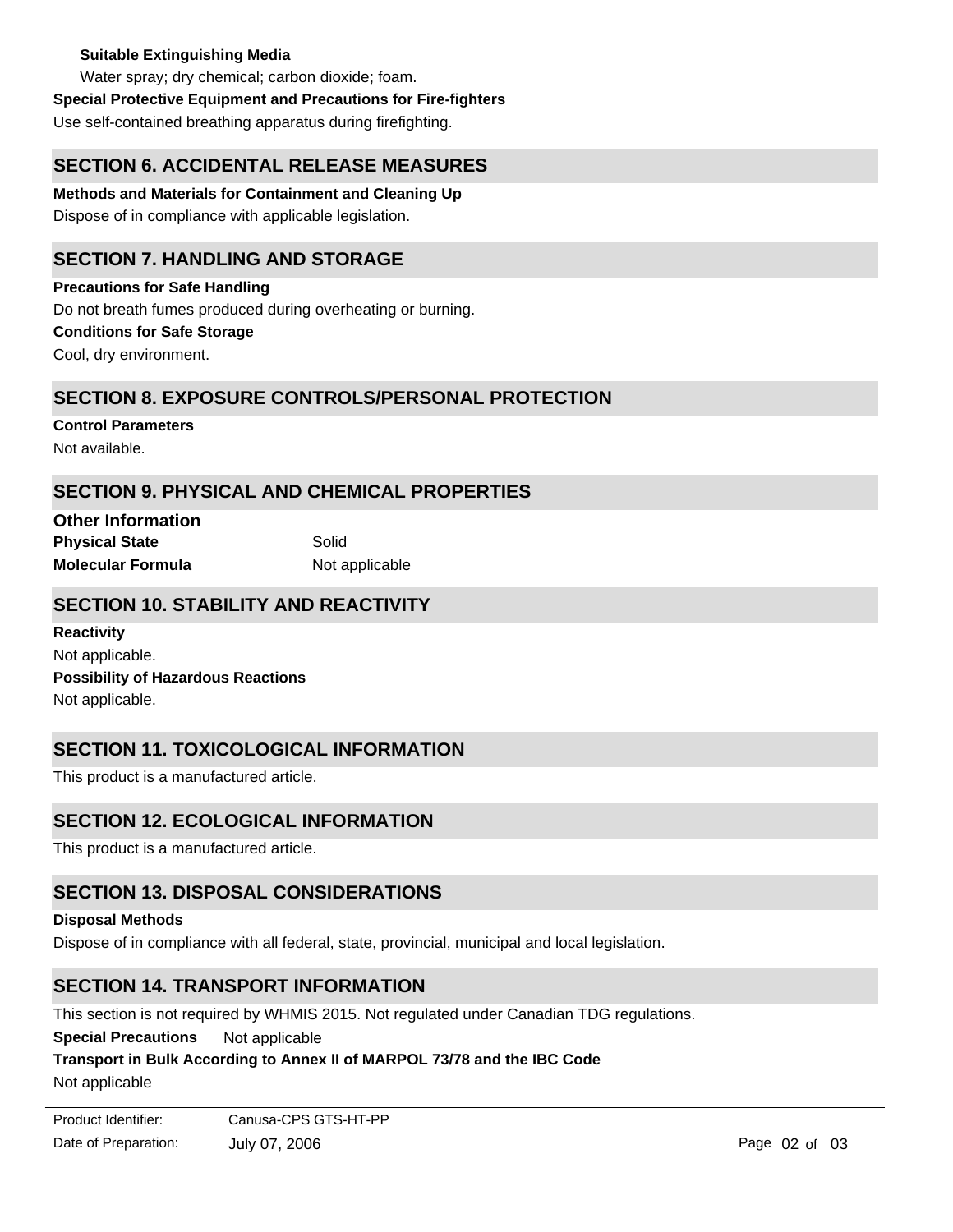**Suitable Extinguishing Media**

Water spray; dry chemical; carbon dioxide; foam.

**Special Protective Equipment and Precautions for Fire-fighters**

Use self-contained breathing apparatus during firefighting.

## SECTION 6. ACCIDENTAL RELEASE MEASURES

**Methods and Materials for Containment and Cleaning Up**

Dispose of in compliance with applicable legislation.

## SECTION 7. HANDLING AND STORAGE

**Precautions for Safe Handling**

Do not breath fumes produced during overheating or burning.

**Conditions for Safe Storage**

Cool, dry environment.

## SECTION 8. EXPOSURE CONTROLS/PERSONAL PROTECTION

**Control Parameters**

Not available.

## SECTION 9. PHYSICAL AND CHEMICAL PROPERTIES

**Other Information**

| | |
|---|---|
| **Physical State** | Solid |
| **Molecular Formula** | Not applicable |

## SECTION 10. STABILITY AND REACTIVITY

**Reactivity**

Not applicable.

**Possibility of Hazardous Reactions**

Not applicable.

## SECTION 11. TOXICOLOGICAL INFORMATION

This product is a manufactured article.

## SECTION 12. ECOLOGICAL INFORMATION

This product is a manufactured article.

## SECTION 13. DISPOSAL CONSIDERATIONS

**Disposal Methods**

Dispose of in compliance with all federal, state, provincial, municipal and local legislation.

## SECTION 14. TRANSPORT INFORMATION

This section is not required by WHMIS 2015. Not regulated under Canadian TDG regulations.

**Special Precautions** Not applicable

**Transport in Bulk According to Annex II of MARPOL 73/78 and the IBC Code**

Not applicable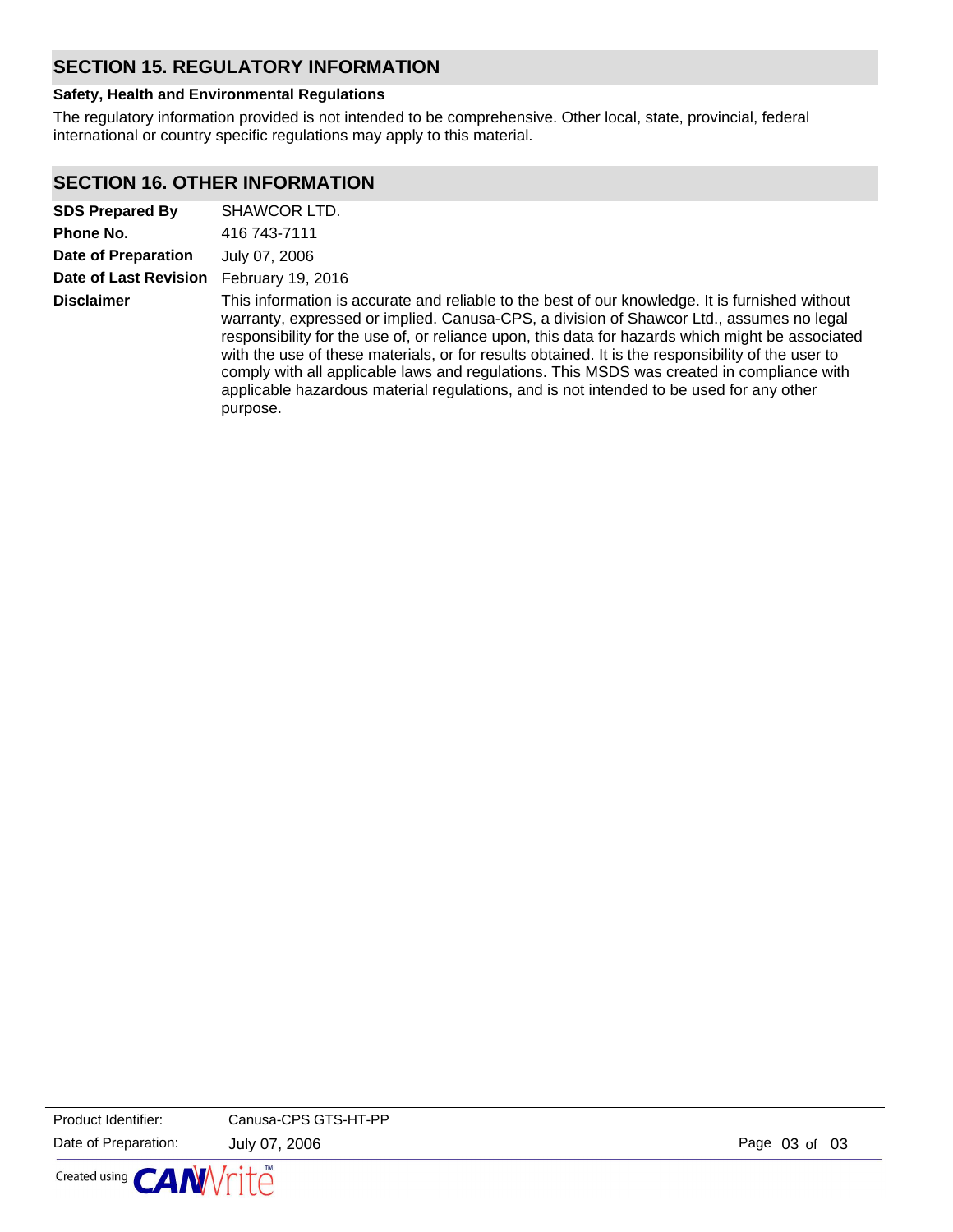## SECTION 15. REGULATORY INFORMATION

**Safety, Health and Environmental Regulations**

The regulatory information provided is not intended to be comprehensive. Other local, state, provincial, federal international or country specific regulations may apply to this material.

## SECTION 16. OTHER INFORMATION

| | |
|---|---|
| **SDS Prepared By** | SHAWCOR LTD. |
| **Phone No.** | 416 743-7111 |
| **Date of Preparation** | July 07, 2006 |
| **Date of Last Revision** | February 19, 2016 |
| **Disclaimer** | This information is accurate and reliable to the best of our knowledge. It is furnished without warranty, expressed or implied. Canusa-CPS, a division of Shawcor Ltd., assumes no legal responsibility for the use of, or reliance upon, this data for hazards which might be associated with the use of these materials, or for results obtained. It is the responsibility of the user to comply with all applicable laws and regulations. This MSDS was created in compliance with applicable hazardous material regulations, and is not intended to be used for any other purpose. |